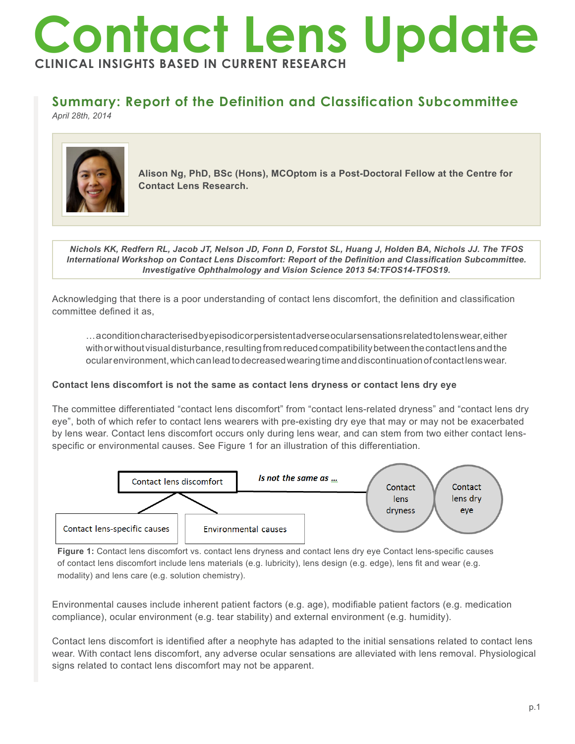# Contact Lens Update

**CLINICAL INSIGHTS BASED IN CURRENT RESEARCH**

## Summary: Report of the Definition and Classification Subcommittee

*April 28th, 2014*

**Alison Ng, PhD, BSc (Hons), MCOptom is a Post-Doctoral Fellow at the Centre for Contact Lens Research.**

***Nichols KK, Redfern RL, Jacob JT, Nelson JD, Fonn D, Forstot SL, Huang J, Holden BA, Nichols JJ. The TFOS International Workshop on Contact Lens Discomfort: Report of the Definition and Classification Subcommittee. Investigative Ophthalmology and Vision Science 2013 54:TFOS14-TFOS19.***

Acknowledging that there is a poor understanding of contact lens discomfort, the definition and classification committee defined it as,

> …a condition characterised by episodic or persistent adverse ocular sensations related to lens wear, either with or without visual disturbance, resulting from reduced compatibility between the contact lens and the ocular environment, which can lead to decreased wearing time and discontinuation of contact lens wear.

**Contact lens discomfort is not the same as contact lens dryness or contact lens dry eye**

The committee differentiated "contact lens discomfort" from "contact lens-related dryness" and "contact lens dry eye", both of which refer to contact lens wearers with pre-existing dry eye that may or may not be exacerbated by lens wear. Contact lens discomfort occurs only during lens wear, and can stem from two either contact lens-specific or environmental causes. See Figure 1 for an illustration of this differentiation.

Contact lens discomfort — *Is not the same as …* — Contact lens dryness | Contact lens dry eye

Contact lens-specific causes | Environmental causes

**Figure 1:** Contact lens discomfort vs. contact lens dryness and contact lens dry eye Contact lens-specific causes of contact lens discomfort include lens materials (e.g. lubricity), lens design (e.g. edge), lens fit and wear (e.g. modality) and lens care (e.g. solution chemistry).

Environmental causes include inherent patient factors (e.g. age), modifiable patient factors (e.g. medication compliance), ocular environment (e.g. tear stability) and external environment (e.g. humidity).

Contact lens discomfort is identified after a neophyte has adapted to the initial sensations related to contact lens wear. With contact lens discomfort, any adverse ocular sensations are alleviated with lens removal. Physiological signs related to contact lens discomfort may not be apparent.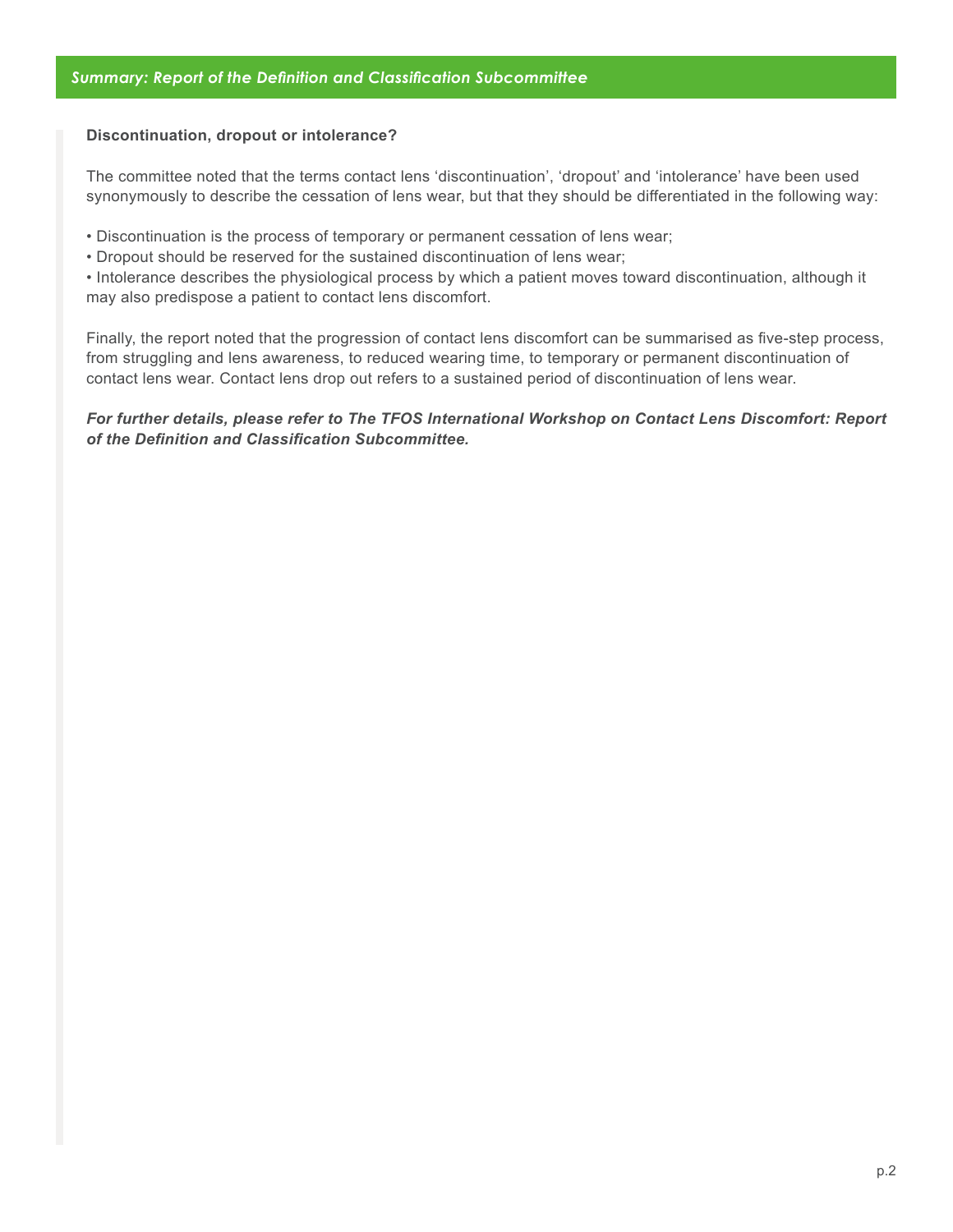**Discontinuation, dropout or intolerance?**

The committee noted that the terms contact lens 'discontinuation', 'dropout' and 'intolerance' have been used synonymously to describe the cessation of lens wear, but that they should be differentiated in the following way:

- Discontinuation is the process of temporary or permanent cessation of lens wear;
- Dropout should be reserved for the sustained discontinuation of lens wear;
- Intolerance describes the physiological process by which a patient moves toward discontinuation, although it may also predispose a patient to contact lens discomfort.

Finally, the report noted that the progression of contact lens discomfort can be summarised as five-step process, from struggling and lens awareness, to reduced wearing time, to temporary or permanent discontinuation of contact lens wear. Contact lens drop out refers to a sustained period of discontinuation of lens wear.

***For further details, please refer to The TFOS International Workshop on Contact Lens Discomfort: Report of the Definition and Classification Subcommittee.***